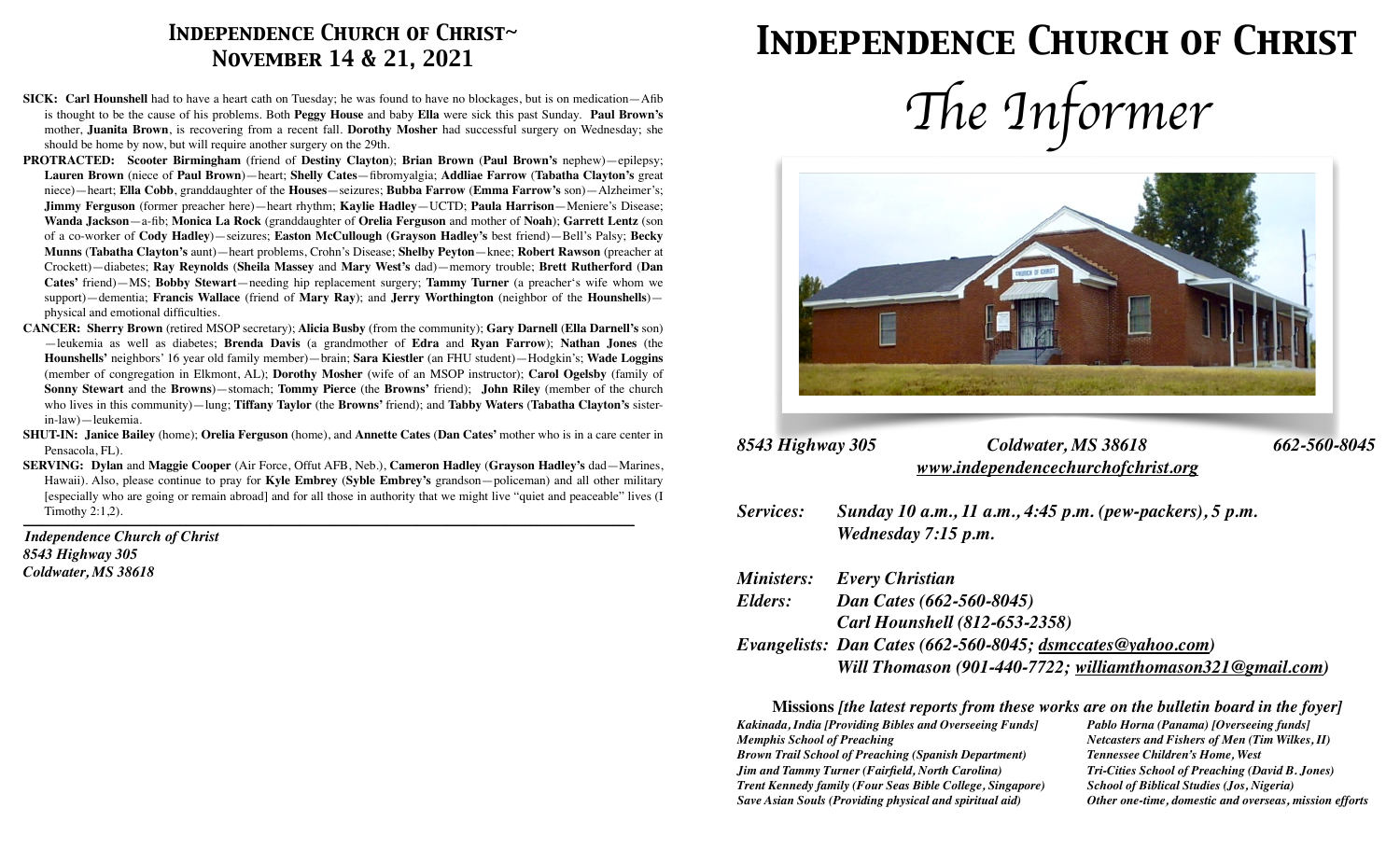## Independence Church of Christ~ November 14 & 21, 2021

**SICK: Carl Hounshell** had to have a heart cath on Tuesday; he was found to have no blockages, but is on medication—Afib is thought to be the cause of his problems. Both **Peggy House** and baby **Ella** were sick this past Sunday. **Paul Brown's** mother, **Juanita Brown**, is recovering from a recent fall. **Dorothy Mosher** had successful surgery on Wednesday; she should be home by now, but will require another surgery on the 29th.

**PROTRACTED: Scooter Birmingham** (friend of **Destiny Clayton**); **Brian Brown** (**Paul Brown's** nephew)—epilepsy; **Lauren Brown** (niece of **Paul Brown**)—heart; **Shelly Cates**—fibromyalgia; **Addliae Farrow** (**Tabatha Clayton's** great niece)—heart; **Ella Cobb**, granddaughter of the **Houses**—seizures; **Bubba Farrow** (**Emma Farrow's** son)—Alzheimer's; **Jimmy Ferguson** (former preacher here)—heart rhythm; **Kaylie Hadley**—UCTD; **Paula Harrison**—Meniere's Disease; **Wanda Jackson**—a-fib; **Monica La Rock** (granddaughter of **Orelia Ferguson** and mother of **Noah**); **Garrett Lentz** (son of a co-worker of **Cody Hadley**)—seizures; **Easton McCullough** (**Grayson Hadley's** best friend)—Bell's Palsy; **Becky Munns** (**Tabatha Clayton's** aunt)—heart problems, Crohn's Disease; **Shelby Peyton**—knee; **Robert Rawson** (preacher at Crockett)—diabetes; **Ray Reynolds** (**Sheila Massey** and **Mary West's** dad)—memory trouble; **Brett Rutherford** (**Dan Cates'** friend)—MS; **Bobby Stewart**—needing hip replacement surgery; **Tammy Turner** (a preacher's wife whom we support)—dementia; **Francis Wallace** (friend of **Mary Ray**); and **Jerry Worthington** (neighbor of the **Hounshells**)—physical and emotional difficulties.

**CANCER: Sherry Brown** (retired MSOP secretary); **Alicia Busby** (from the community); **Gary Darnell** (**Ella Darnell's** son)—leukemia as well as diabetes; **Brenda Davis** (a grandmother of **Edra** and **Ryan Farrow**); **Nathan Jones** (the **Hounshells'** neighbors' 16 year old family member)—brain; **Sara Kiestler** (an FHU student)—Hodgkin's; **Wade Loggins** (member of congregation in Elkmont, AL); **Dorothy Mosher** (wife of an MSOP instructor); **Carol Ogelsby** (family of **Sonny Stewart** and the **Browns**)—stomach; **Tommy Pierce** (the **Browns'** friend); **John Riley** (member of the church who lives in this community)—lung; **Tiffany Taylor** (the **Browns'** friend); and **Tabby Waters** (**Tabatha Clayton's** sister-in-law)—leukemia.

**SHUT-IN: Janice Bailey** (home); **Orelia Ferguson** (home), and **Annette Cates** (**Dan Cates'** mother who is in a care center in Pensacola, FL).

**SERVING: Dylan** and **Maggie Cooper** (Air Force, Offut AFB, Neb.), **Cameron Hadley** (**Grayson Hadley's** dad—Marines, Hawaii). Also, please continue to pray for **Kyle Embrey** (**Syble Embrey's** grandson—policeman) and all other military [especially who are going or remain abroad] and for all those in authority that we might live "quiet and peaceable" lives (I Timothy 2:1,2).

*Independence Church of Christ*
*8543 Highway 305*
*Coldwater, MS 38618*

# Independence Church of Christ

# *The Informer*

***8543 Highway 305 — Coldwater, MS 38618 — 662-560-8045***
***www.independencechurchofchrist.org***

***Services:*** *Sunday 10 a.m., 11 a.m., 4:45 p.m. (pew-packers), 5 p.m.*
*Wednesday 7:15 p.m.*

***Ministers:*** *Every Christian*
***Elders:*** *Dan Cates (662-560-8045)*
*Carl Hounshell (812-653-2358)*
***Evangelists:*** *Dan Cates (662-560-8045; dsmccates@yahoo.com)*
*Will Thomason (901-440-7722; williamthomason321@gmail.com)*

**Missions** *[the latest reports from these works are on the bulletin board in the foyer]*

- *Kakinada, India [Providing Bibles and Overseeing Funds]*
- *Memphis School of Preaching*
- *Brown Trail School of Preaching (Spanish Department)*
- *Jim and Tammy Turner (Fairfield, North Carolina)*
- *Trent Kennedy family (Four Seas Bible College, Singapore)*
- *Save Asian Souls (Providing physical and spiritual aid)*
- *Pablo Horna (Panama) [Overseeing funds]*
- *Netcasters and Fishers of Men (Tim Wilkes, II)*
- *Tennessee Children's Home, West*
- *Tri-Cities School of Preaching (David B. Jones)*
- *School of Biblical Studies (Jos, Nigeria)*
- *Other one-time, domestic and overseas, mission efforts*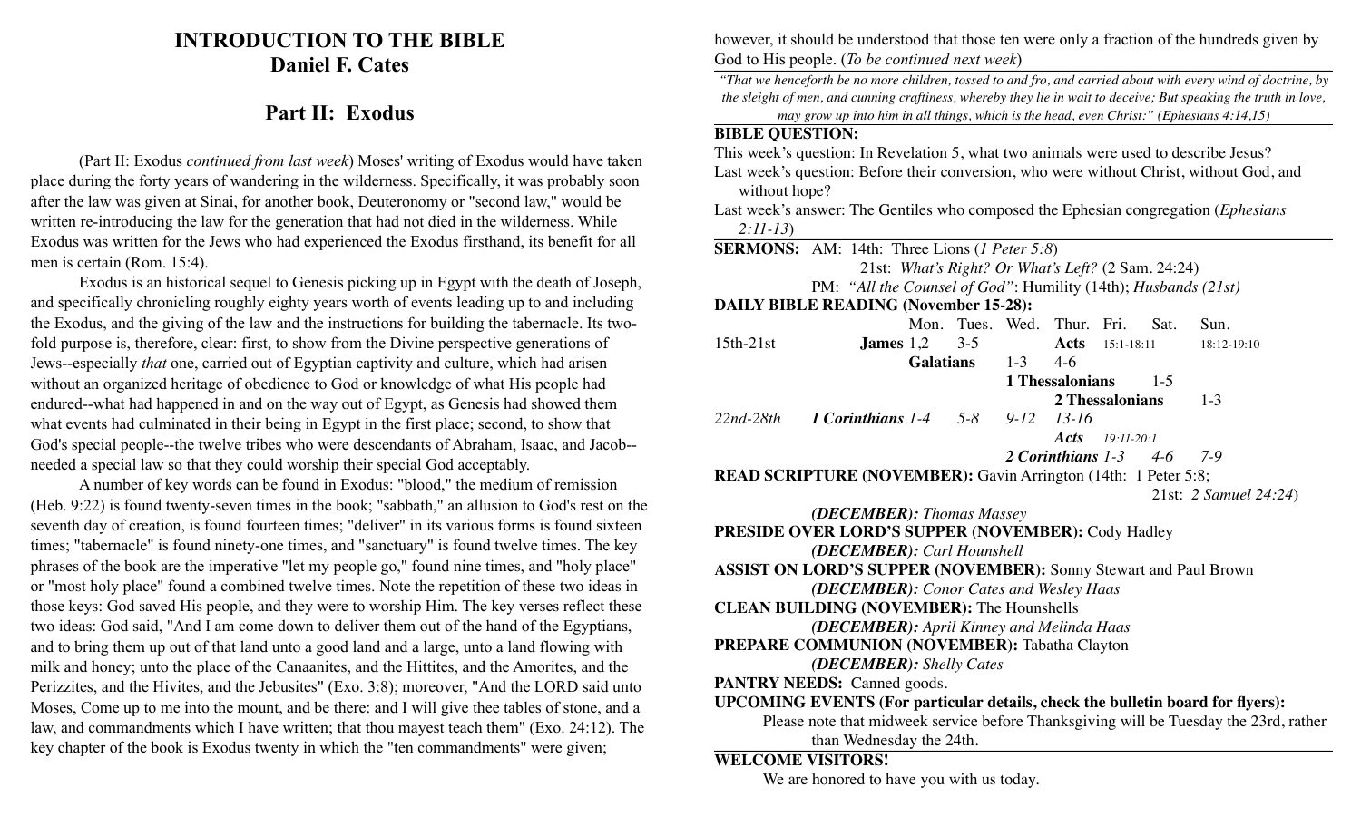# INTRODUCTION TO THE BIBLE
## Daniel F. Cates

## Part II: Exodus

(Part II: Exodus *continued from last week*) Moses' writing of Exodus would have taken place during the forty years of wandering in the wilderness. Specifically, it was probably soon after the law was given at Sinai, for another book, Deuteronomy or "second law," would be written re-introducing the law for the generation that had not died in the wilderness. While Exodus was written for the Jews who had experienced the Exodus firsthand, its benefit for all men is certain (Rom. 15:4).

Exodus is an historical sequel to Genesis picking up in Egypt with the death of Joseph, and specifically chronicling roughly eighty years worth of events leading up to and including the Exodus, and the giving of the law and the instructions for building the tabernacle. Its two-fold purpose is, therefore, clear: first, to show from the Divine perspective generations of Jews--especially *that* one, carried out of Egyptian captivity and culture, which had arisen without an organized heritage of obedience to God or knowledge of what His people had endured--what had happened in and on the way out of Egypt, as Genesis had showed them what events had culminated in their being in Egypt in the first place; second, to show that God's special people--the twelve tribes who were descendants of Abraham, Isaac, and Jacob--needed a special law so that they could worship their special God acceptably.

A number of key words can be found in Exodus: "blood," the medium of remission (Heb. 9:22) is found twenty-seven times in the book; "sabbath," an allusion to God's rest on the seventh day of creation, is found fourteen times; "deliver" in its various forms is found sixteen times; "tabernacle" is found ninety-one times, and "sanctuary" is found twelve times. The key phrases of the book are the imperative "let my people go," found nine times, and "holy place" or "most holy place" found a combined twelve times. Note the repetition of these two ideas in those keys: God saved His people, and they were to worship Him. The key verses reflect these two ideas: God said, "And I am come down to deliver them out of the hand of the Egyptians, and to bring them up out of that land unto a good land and a large, unto a land flowing with milk and honey; unto the place of the Canaanites, and the Hittites, and the Amorites, and the Perizzites, and the Hivites, and the Jebusites" (Exo. 3:8); moreover, "And the LORD said unto Moses, Come up to me into the mount, and be there: and I will give thee tables of stone, and a law, and commandments which I have written; that thou mayest teach them" (Exo. 24:12). The key chapter of the book is Exodus twenty in which the "ten commandments" were given; however, it should be understood that those ten were only a fraction of the hundreds given by God to His people. (*To be continued next week*)

*"That we henceforth be no more children, tossed to and fro, and carried about with every wind of doctrine, by the sleight of men, and cunning craftiness, whereby they lie in wait to deceive; But speaking the truth in love, may grow up into him in all things, which is the head, even Christ:" (Ephesians 4:14,15)*

**BIBLE QUESTION:**

This week's question: In Revelation 5, what two animals were used to describe Jesus?

Last week's question: Before their conversion, who were without Christ, without God, and without hope?

Last week's answer: The Gentiles who composed the Ephesian congregation (*Ephesians 2:11-13*)

**SERMONS:** AM: 14th: Three Lions (*1 Peter 5:8*)
21st: *What's Right? Or What's Left?* (2 Sam. 24:24)
PM: *"All the Counsel of God"*: Humility (14th); *Husbands (21st)*

**DAILY BIBLE READING (November 15-28):**

| | Mon. | Tues. | Wed. | Thur. | Fri. | Sat. | Sun. |
|---|---|---|---|---|---|---|---|
| 15th-21st | **James** 1,2 | 3-5 | | **Acts** 15:1-18:11 | | | 18:12-19:10 |
| | **Galatians** | | 1-3 | 4-6 | | | |
| | | | | **1 Thessalonians** | | 1-5 | |
| | | | | **2 Thessalonians** | | | 1-3 |
| *22nd-28th* | ***1 Corinthians*** *1-4* | *5-8* | *9-12* | *13-16* | | | |
| | | | | ***Acts*** *19:11-20:1* | | | |
| | | | | ***2 Corinthians*** *1-3* | | *4-6* | *7-9* |

**READ SCRIPTURE (NOVEMBER):** Gavin Arrington (14th: 1 Peter 5:8; 21st: *2 Samuel 24:24*)
***(DECEMBER):*** *Thomas Massey*

**PRESIDE OVER LORD'S SUPPER (NOVEMBER):** Cody Hadley
***(DECEMBER):*** *Carl Hounshell*

**ASSIST ON LORD'S SUPPER (NOVEMBER):** Sonny Stewart and Paul Brown
***(DECEMBER):*** *Conor Cates and Wesley Haas*

**CLEAN BUILDING (NOVEMBER):** The Hounshells
***(DECEMBER):*** *April Kinney and Melinda Haas*

**PREPARE COMMUNION (NOVEMBER):** Tabatha Clayton
***(DECEMBER):*** *Shelly Cates*

**PANTRY NEEDS:** Canned goods.

**UPCOMING EVENTS (For particular details, check the bulletin board for flyers):**

Please note that midweek service before Thanksgiving will be Tuesday the 23rd, rather than Wednesday the 24th.

**WELCOME VISITORS!**

We are honored to have you with us today.